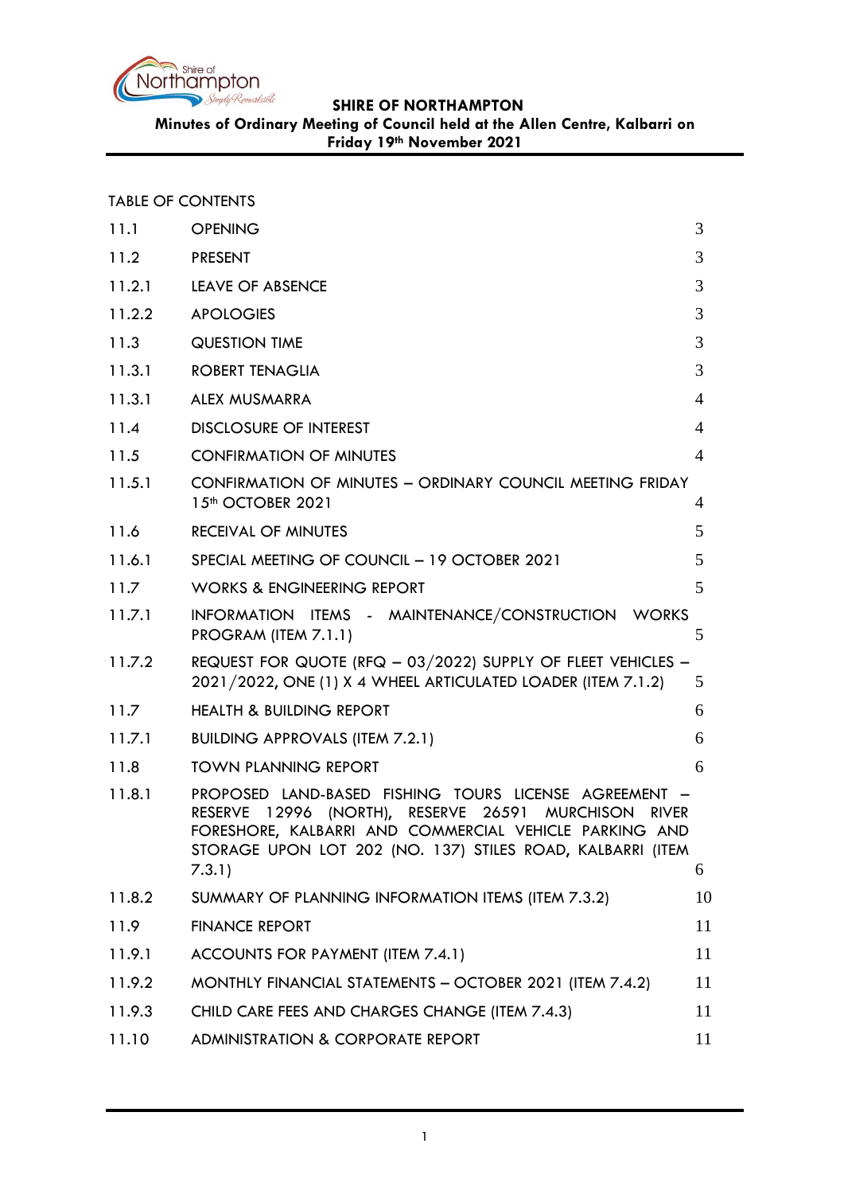**SHIRE OF NORTHAMPTON**

**Minutes of Ordinary Meeting of Council held at the Allen Centre, Kalbarri on Friday 19th November 2021**

TABLE OF CONTENTS

| | | |
|---|---|---|
| 11.1 | OPENING | 3 |
| 11.2 | PRESENT | 3 |
| 11.2.1 | LEAVE OF ABSENCE | 3 |
| 11.2.2 | APOLOGIES | 3 |
| 11.3 | QUESTION TIME | 3 |
| 11.3.1 | ROBERT TENAGLIA | 3 |
| 11.3.1 | ALEX MUSMARRA | 4 |
| 11.4 | DISCLOSURE OF INTEREST | 4 |
| 11.5 | CONFIRMATION OF MINUTES | 4 |
| 11.5.1 | CONFIRMATION OF MINUTES – ORDINARY COUNCIL MEETING FRIDAY 15th OCTOBER 2021 | 4 |
| 11.6 | RECEIVAL OF MINUTES | 5 |
| 11.6.1 | SPECIAL MEETING OF COUNCIL – 19 OCTOBER 2021 | 5 |
| 11.7 | WORKS & ENGINEERING REPORT | 5 |
| 11.7.1 | INFORMATION ITEMS - MAINTENANCE/CONSTRUCTION WORKS PROGRAM (ITEM 7.1.1) | 5 |
| 11.7.2 | REQUEST FOR QUOTE (RFQ – 03/2022) SUPPLY OF FLEET VEHICLES – 2021/2022, ONE (1) X 4 WHEEL ARTICULATED LOADER (ITEM 7.1.2) | 5 |
| 11.7 | HEALTH & BUILDING REPORT | 6 |
| 11.7.1 | BUILDING APPROVALS (ITEM 7.2.1) | 6 |
| 11.8 | TOWN PLANNING REPORT | 6 |
| 11.8.1 | PROPOSED LAND-BASED FISHING TOURS LICENSE AGREEMENT – RESERVE 12996 (NORTH), RESERVE 26591 MURCHISON RIVER FORESHORE, KALBARRI AND COMMERCIAL VEHICLE PARKING AND STORAGE UPON LOT 202 (NO. 137) STILES ROAD, KALBARRI (ITEM 7.3.1) | 6 |
| 11.8.2 | SUMMARY OF PLANNING INFORMATION ITEMS (ITEM 7.3.2) | 10 |
| 11.9 | FINANCE REPORT | 11 |
| 11.9.1 | ACCOUNTS FOR PAYMENT (ITEM 7.4.1) | 11 |
| 11.9.2 | MONTHLY FINANCIAL STATEMENTS – OCTOBER 2021 (ITEM 7.4.2) | 11 |
| 11.9.3 | CHILD CARE FEES AND CHARGES CHANGE (ITEM 7.4.3) | 11 |
| 11.10 | ADMINISTRATION & CORPORATE REPORT | 11 |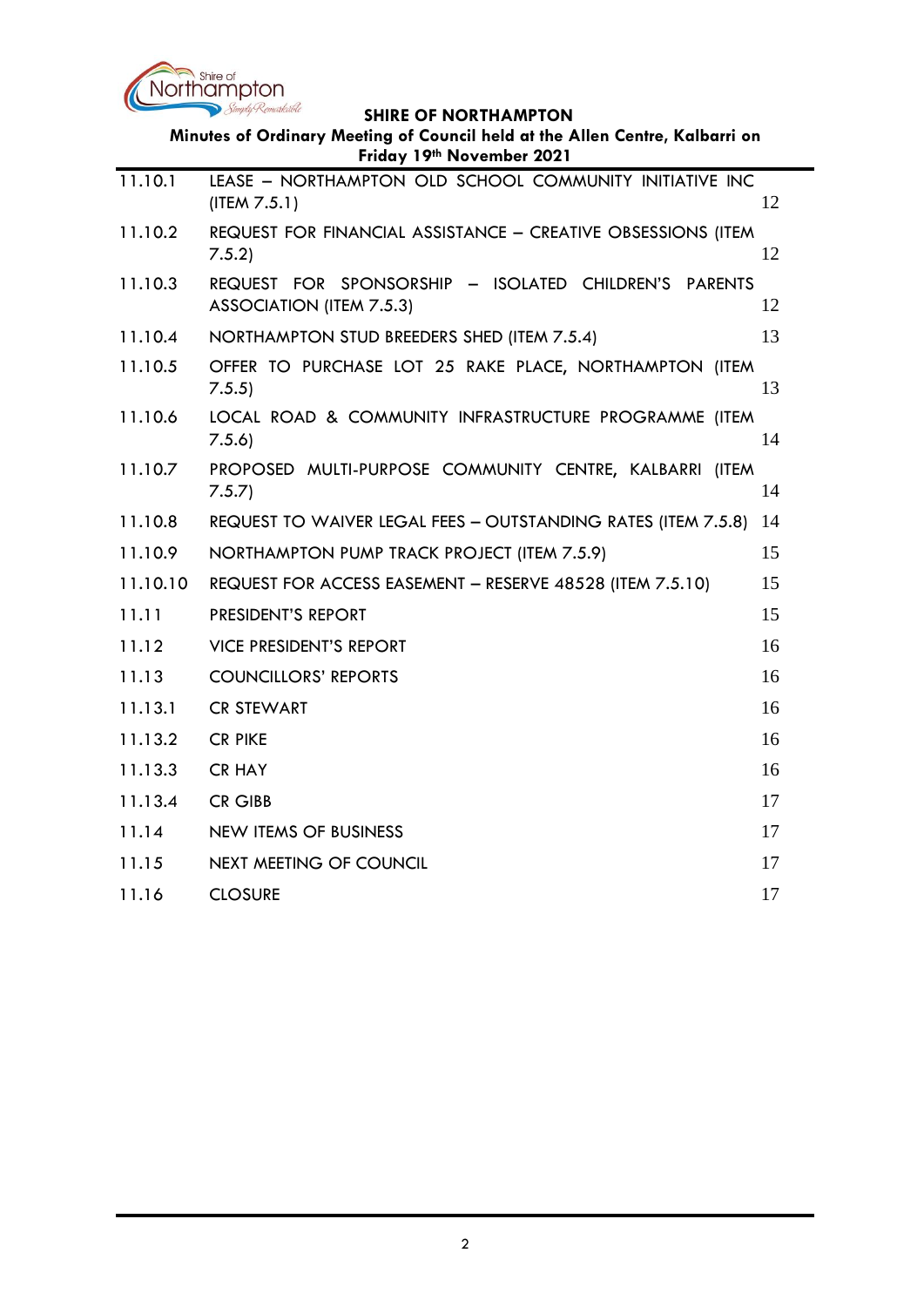| | | |
|---|---|---|
| 11.10.1 | LEASE – NORTHAMPTON OLD SCHOOL COMMUNITY INITIATIVE INC (ITEM 7.5.1) | 12 |
| 11.10.2 | REQUEST FOR FINANCIAL ASSISTANCE – CREATIVE OBSESSIONS (ITEM 7.5.2) | 12 |
| 11.10.3 | REQUEST FOR SPONSORSHIP – ISOLATED CHILDREN'S PARENTS ASSOCIATION (ITEM 7.5.3) | 12 |
| 11.10.4 | NORTHAMPTON STUD BREEDERS SHED (ITEM 7.5.4) | 13 |
| 11.10.5 | OFFER TO PURCHASE LOT 25 RAKE PLACE, NORTHAMPTON (ITEM 7.5.5) | 13 |
| 11.10.6 | LOCAL ROAD & COMMUNITY INFRASTRUCTURE PROGRAMME (ITEM 7.5.6) | 14 |
| 11.10.7 | PROPOSED MULTI-PURPOSE COMMUNITY CENTRE, KALBARRI (ITEM 7.5.7) | 14 |
| 11.10.8 | REQUEST TO WAIVER LEGAL FEES – OUTSTANDING RATES (ITEM 7.5.8) | 14 |
| 11.10.9 | NORTHAMPTON PUMP TRACK PROJECT (ITEM 7.5.9) | 15 |
| 11.10.10 | REQUEST FOR ACCESS EASEMENT – RESERVE 48528 (ITEM 7.5.10) | 15 |
| 11.11 | PRESIDENT'S REPORT | 15 |
| 11.12 | VICE PRESIDENT'S REPORT | 16 |
| 11.13 | COUNCILLORS' REPORTS | 16 |
| 11.13.1 | CR STEWART | 16 |
| 11.13.2 | CR PIKE | 16 |
| 11.13.3 | CR HAY | 16 |
| 11.13.4 | CR GIBB | 17 |
| 11.14 | NEW ITEMS OF BUSINESS | 17 |
| 11.15 | NEXT MEETING OF COUNCIL | 17 |
| 11.16 | CLOSURE | 17 |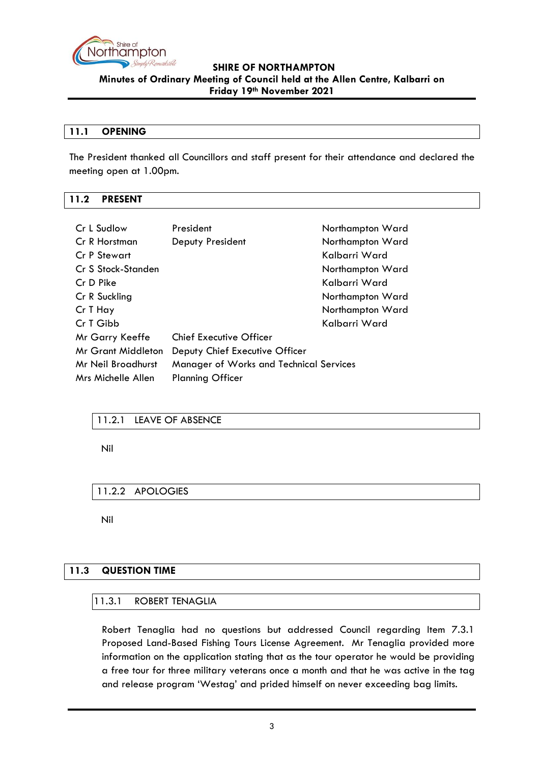## 11.1 OPENING

The President thanked all Councillors and staff present for their attendance and declared the meeting open at 1.00pm.

## 11.2 PRESENT

| | | |
|---|---|---|
| Cr L Sudlow | President | Northampton Ward |
| Cr R Horstman | Deputy President | Northampton Ward |
| Cr P Stewart | | Kalbarri Ward |
| Cr S Stock-Standen | | Northampton Ward |
| Cr D Pike | | Kalbarri Ward |
| Cr R Suckling | | Northampton Ward |
| Cr T Hay | | Northampton Ward |
| Cr T Gibb | | Kalbarri Ward |
| Mr Garry Keeffe | Chief Executive Officer | |
| Mr Grant Middleton | Deputy Chief Executive Officer | |
| Mr Neil Broadhurst | Manager of Works and Technical Services | |
| Mrs Michelle Allen | Planning Officer | |

### 11.2.1 LEAVE OF ABSENCE

Nil

### 11.2.2 APOLOGIES

Nil

## 11.3 QUESTION TIME

### 11.3.1 ROBERT TENAGLIA

Robert Tenaglia had no questions but addressed Council regarding Item 7.3.1 Proposed Land-Based Fishing Tours License Agreement. Mr Tenaglia provided more information on the application stating that as the tour operator he would be providing a free tour for three military veterans once a month and that he was active in the tag and release program 'Westag' and prided himself on never exceeding bag limits.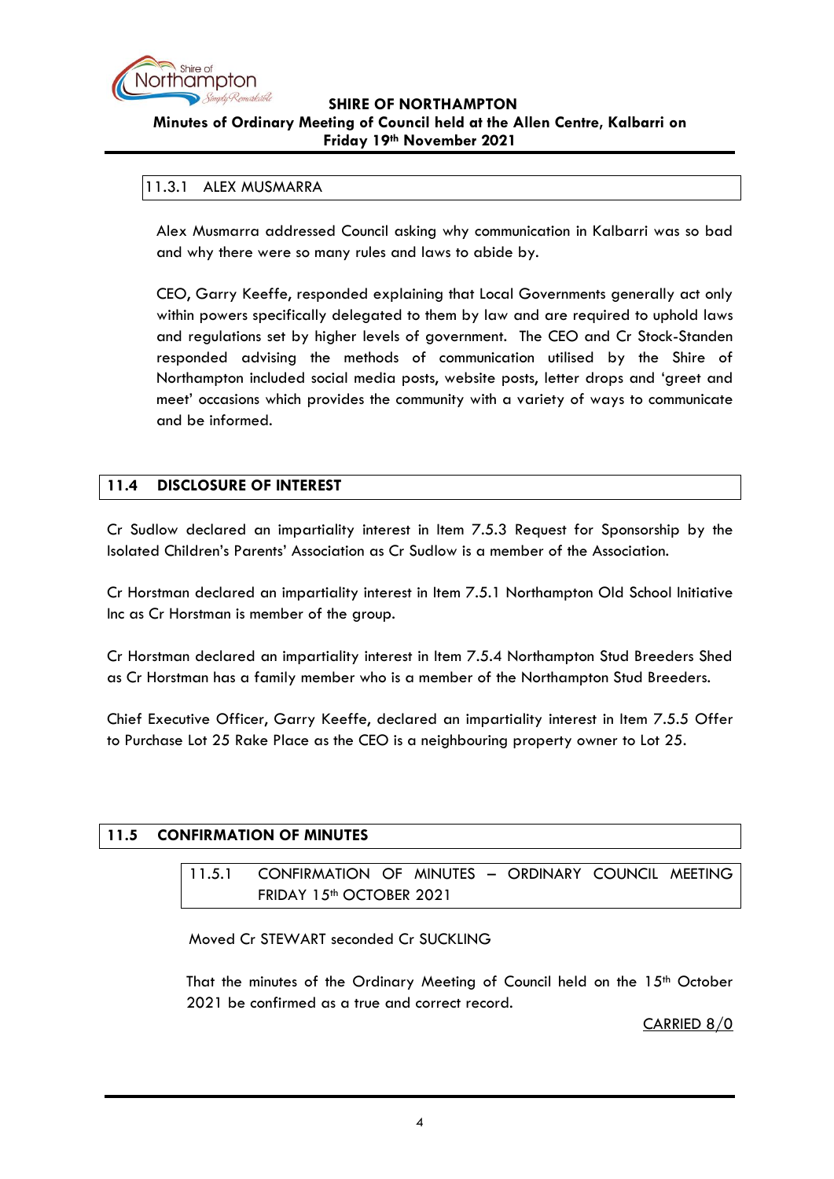### 11.3.1 ALEX MUSMARRA

Alex Musmarra addressed Council asking why communication in Kalbarri was so bad and why there were so many rules and laws to abide by.

CEO, Garry Keeffe, responded explaining that Local Governments generally act only within powers specifically delegated to them by law and are required to uphold laws and regulations set by higher levels of government. The CEO and Cr Stock-Standen responded advising the methods of communication utilised by the Shire of Northampton included social media posts, website posts, letter drops and 'greet and meet' occasions which provides the community with a variety of ways to communicate and be informed.

## 11.4 DISCLOSURE OF INTEREST

Cr Sudlow declared an impartiality interest in Item 7.5.3 Request for Sponsorship by the Isolated Children's Parents' Association as Cr Sudlow is a member of the Association.

Cr Horstman declared an impartiality interest in Item 7.5.1 Northampton Old School Initiative Inc as Cr Horstman is member of the group.

Cr Horstman declared an impartiality interest in Item 7.5.4 Northampton Stud Breeders Shed as Cr Horstman has a family member who is a member of the Northampton Stud Breeders.

Chief Executive Officer, Garry Keeffe, declared an impartiality interest in Item 7.5.5 Offer to Purchase Lot 25 Rake Place as the CEO is a neighbouring property owner to Lot 25.

## 11.5 CONFIRMATION OF MINUTES

### 11.5.1 CONFIRMATION OF MINUTES – ORDINARY COUNCIL MEETING FRIDAY 15th OCTOBER 2021

Moved Cr STEWART seconded Cr SUCKLING

That the minutes of the Ordinary Meeting of Council held on the 15th October 2021 be confirmed as a true and correct record.

CARRIED 8/0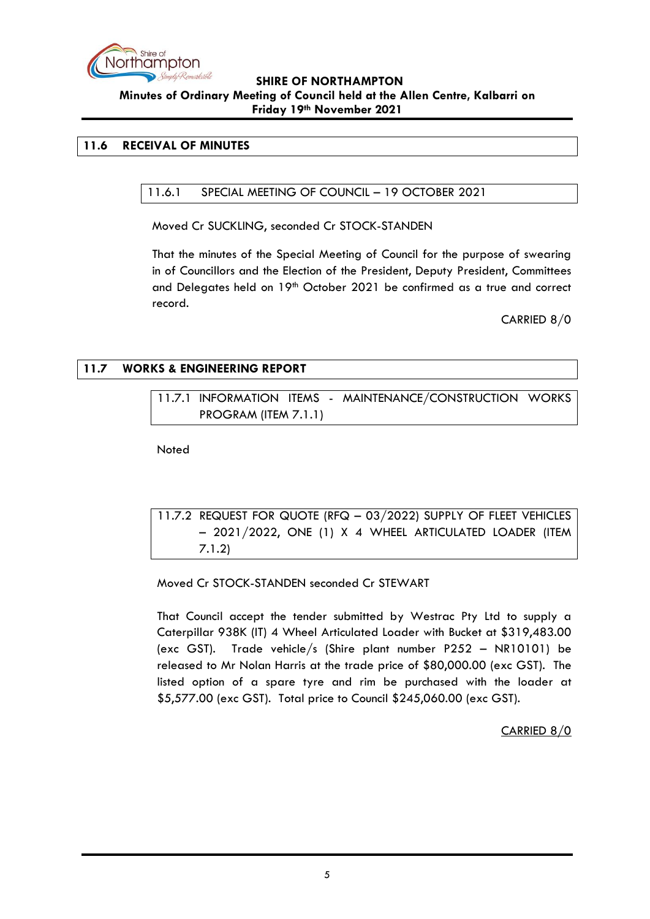## 11.6 RECEIVAL OF MINUTES

### 11.6.1 SPECIAL MEETING OF COUNCIL – 19 OCTOBER 2021

Moved Cr SUCKLING, seconded Cr STOCK-STANDEN

That the minutes of the Special Meeting of Council for the purpose of swearing in of Councillors and the Election of the President, Deputy President, Committees and Delegates held on 19th October 2021 be confirmed as a true and correct record.

CARRIED 8/0

## 11.7 WORKS & ENGINEERING REPORT

### 11.7.1 INFORMATION ITEMS - MAINTENANCE/CONSTRUCTION WORKS PROGRAM (ITEM 7.1.1)

Noted

### 11.7.2 REQUEST FOR QUOTE (RFQ – 03/2022) SUPPLY OF FLEET VEHICLES – 2021/2022, ONE (1) X 4 WHEEL ARTICULATED LOADER (ITEM 7.1.2)

Moved Cr STOCK-STANDEN seconded Cr STEWART

That Council accept the tender submitted by Westrac Pty Ltd to supply a Caterpillar 938K (IT) 4 Wheel Articulated Loader with Bucket at $319,483.00 (exc GST). Trade vehicle/s (Shire plant number P252 – NR10101) be released to Mr Nolan Harris at the trade price of $80,000.00 (exc GST). The listed option of a spare tyre and rim be purchased with the loader at $5,577.00 (exc GST). Total price to Council $245,060.00 (exc GST).

CARRIED 8/0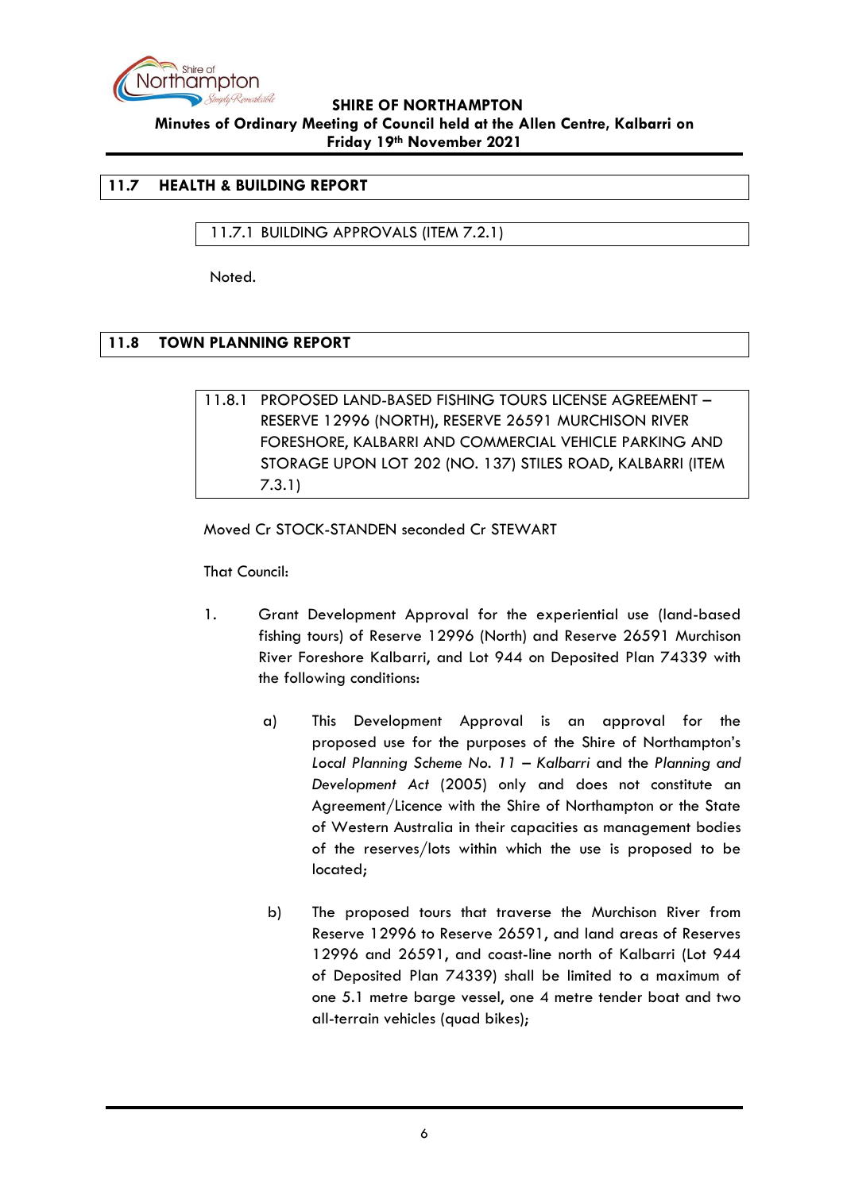## 11.7 HEALTH & BUILDING REPORT

### 11.7.1 BUILDING APPROVALS (ITEM 7.2.1)

Noted.

## 11.8 TOWN PLANNING REPORT

### 11.8.1 PROPOSED LAND-BASED FISHING TOURS LICENSE AGREEMENT – RESERVE 12996 (NORTH), RESERVE 26591 MURCHISON RIVER FORESHORE, KALBARRI AND COMMERCIAL VEHICLE PARKING AND STORAGE UPON LOT 202 (NO. 137) STILES ROAD, KALBARRI (ITEM 7.3.1)

Moved Cr STOCK-STANDEN seconded Cr STEWART

That Council:

1. Grant Development Approval for the experiential use (land-based fishing tours) of Reserve 12996 (North) and Reserve 26591 Murchison River Foreshore Kalbarri, and Lot 944 on Deposited Plan 74339 with the following conditions:

   a) This Development Approval is an approval for the proposed use for the purposes of the Shire of Northampton's *Local Planning Scheme No. 11 – Kalbarri* and the *Planning and Development Act* (2005) only and does not constitute an Agreement/Licence with the Shire of Northampton or the State of Western Australia in their capacities as management bodies of the reserves/lots within which the use is proposed to be located;

   b) The proposed tours that traverse the Murchison River from Reserve 12996 to Reserve 26591, and land areas of Reserves 12996 and 26591, and coast-line north of Kalbarri (Lot 944 of Deposited Plan 74339) shall be limited to a maximum of one 5.1 metre barge vessel, one 4 metre tender boat and two all-terrain vehicles (quad bikes);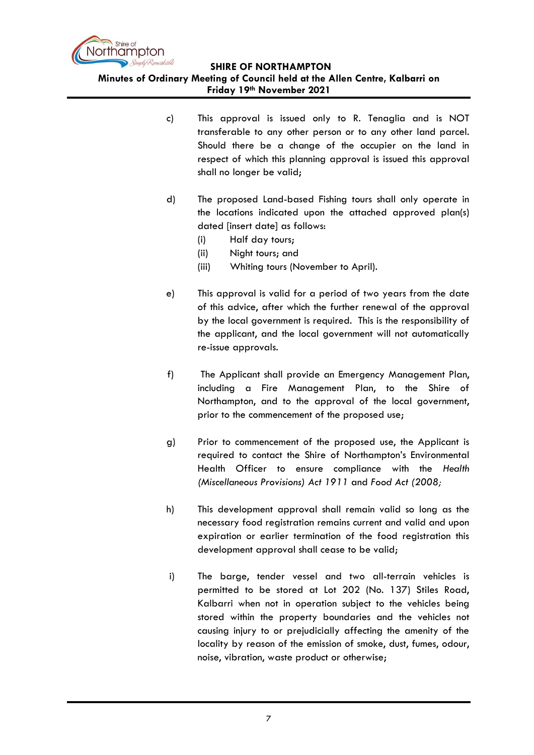c) This approval is issued only to R. Tenaglia and is NOT transferable to any other person or to any other land parcel. Should there be a change of the occupier on the land in respect of which this planning approval is issued this approval shall no longer be valid;

d) The proposed Land-based Fishing tours shall only operate in the locations indicated upon the attached approved plan(s) dated [insert date] as follows:
   - (i) Half day tours;
   - (ii) Night tours; and
   - (iii) Whiting tours (November to April).

e) This approval is valid for a period of two years from the date of this advice, after which the further renewal of the approval by the local government is required. This is the responsibility of the applicant, and the local government will not automatically re-issue approvals.

f) The Applicant shall provide an Emergency Management Plan, including a Fire Management Plan, to the Shire of Northampton, and to the approval of the local government, prior to the commencement of the proposed use;

g) Prior to commencement of the proposed use, the Applicant is required to contact the Shire of Northampton's Environmental Health Officer to ensure compliance with the *Health (Miscellaneous Provisions) Act 1911* and *Food Act (2008;*

h) This development approval shall remain valid so long as the necessary food registration remains current and valid and upon expiration or earlier termination of the food registration this development approval shall cease to be valid;

i) The barge, tender vessel and two all-terrain vehicles is permitted to be stored at Lot 202 (No. 137) Stiles Road, Kalbarri when not in operation subject to the vehicles being stored within the property boundaries and the vehicles not causing injury to or prejudicially affecting the amenity of the locality by reason of the emission of smoke, dust, fumes, odour, noise, vibration, waste product or otherwise;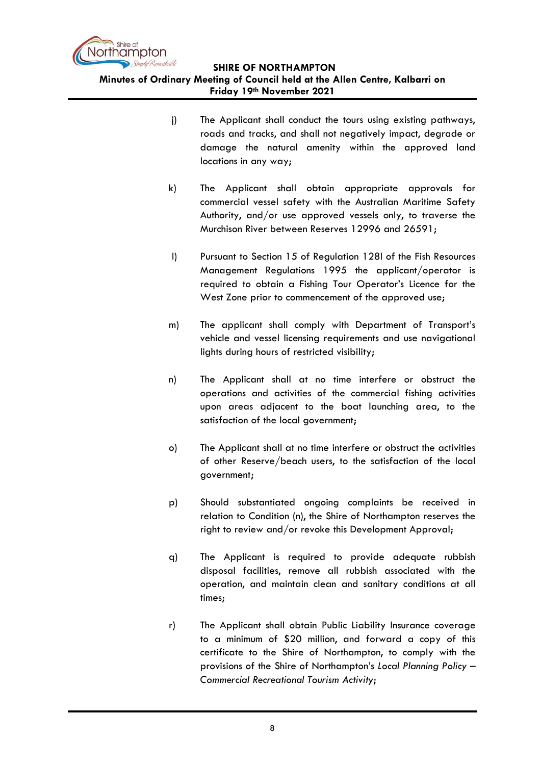j) The Applicant shall conduct the tours using existing pathways, roads and tracks, and shall not negatively impact, degrade or damage the natural amenity within the approved land locations in any way;

k) The Applicant shall obtain appropriate approvals for commercial vessel safety with the Australian Maritime Safety Authority, and/or use approved vessels only, to traverse the Murchison River between Reserves 12996 and 26591;

l) Pursuant to Section 15 of Regulation 128I of the Fish Resources Management Regulations 1995 the applicant/operator is required to obtain a Fishing Tour Operator's Licence for the West Zone prior to commencement of the approved use;

m) The applicant shall comply with Department of Transport's vehicle and vessel licensing requirements and use navigational lights during hours of restricted visibility;

n) The Applicant shall at no time interfere or obstruct the operations and activities of the commercial fishing activities upon areas adjacent to the boat launching area, to the satisfaction of the local government;

o) The Applicant shall at no time interfere or obstruct the activities of other Reserve/beach users, to the satisfaction of the local government;

p) Should substantiated ongoing complaints be received in relation to Condition (n), the Shire of Northampton reserves the right to review and/or revoke this Development Approval;

q) The Applicant is required to provide adequate rubbish disposal facilities, remove all rubbish associated with the operation, and maintain clean and sanitary conditions at all times;

r) The Applicant shall obtain Public Liability Insurance coverage to a minimum of $20 million, and forward a copy of this certificate to the Shire of Northampton, to comply with the provisions of the Shire of Northampton's *Local Planning Policy – Commercial Recreational Tourism Activity*;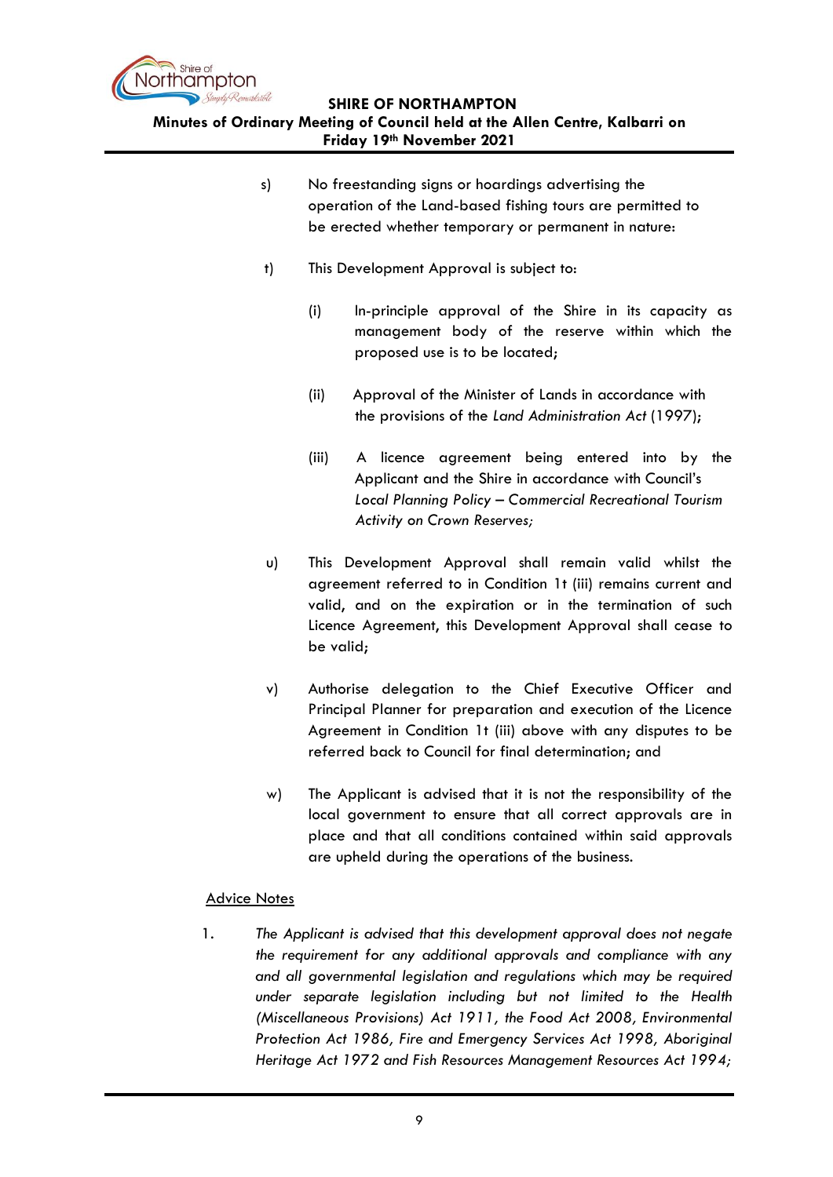s) No freestanding signs or hoardings advertising the operation of the Land-based fishing tours are permitted to be erected whether temporary or permanent in nature:

t) This Development Approval is subject to:

   (i) In-principle approval of the Shire in its capacity as management body of the reserve within which the proposed use is to be located;

   (ii) Approval of the Minister of Lands in accordance with the provisions of the *Land Administration Act* (1997);

   (iii) A licence agreement being entered into by the Applicant and the Shire in accordance with Council's *Local Planning Policy – Commercial Recreational Tourism Activity on Crown Reserves;*

u) This Development Approval shall remain valid whilst the agreement referred to in Condition 1t (iii) remains current and valid, and on the expiration or in the termination of such Licence Agreement, this Development Approval shall cease to be valid;

v) Authorise delegation to the Chief Executive Officer and Principal Planner for preparation and execution of the Licence Agreement in Condition 1t (iii) above with any disputes to be referred back to Council for final determination; and

w) The Applicant is advised that it is not the responsibility of the local government to ensure that all correct approvals are in place and that all conditions contained within said approvals are upheld during the operations of the business.

<u>Advice Notes</u>

1. *The Applicant is advised that this development approval does not negate the requirement for any additional approvals and compliance with any and all governmental legislation and regulations which may be required under separate legislation including but not limited to the Health (Miscellaneous Provisions) Act 1911, the Food Act 2008, Environmental Protection Act 1986, Fire and Emergency Services Act 1998, Aboriginal Heritage Act 1972 and Fish Resources Management Resources Act 1994;*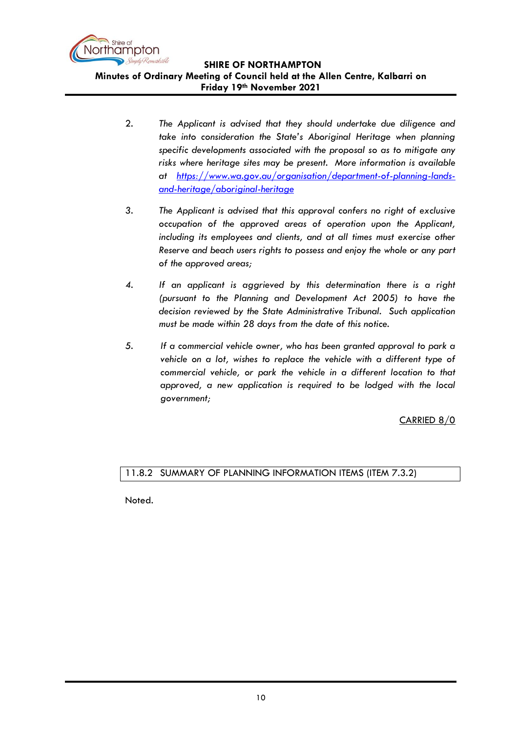2. *The Applicant is advised that they should undertake due diligence and take into consideration the State's Aboriginal Heritage when planning specific developments associated with the proposal so as to mitigate any risks where heritage sites may be present. More information is available at [https://www.wa.gov.au/organisation/department-of-planning-lands-and-heritage/aboriginal-heritage](https://www.wa.gov.au/organisation/department-of-planning-lands-and-heritage/aboriginal-heritage)*

3. *The Applicant is advised that this approval confers no right of exclusive occupation of the approved areas of operation upon the Applicant, including its employees and clients, and at all times must exercise other Reserve and beach users rights to possess and enjoy the whole or any part of the approved areas;*

4. *If an applicant is aggrieved by this determination there is a right (pursuant to the Planning and Development Act 2005) to have the decision reviewed by the State Administrative Tribunal. Such application must be made within 28 days from the date of this notice.*

5. *If a commercial vehicle owner, who has been granted approval to park a vehicle on a lot, wishes to replace the vehicle with a different type of commercial vehicle, or park the vehicle in a different location to that approved, a new application is required to be lodged with the local government;*

<u>CARRIED 8/0</u>

## 11.8.2 SUMMARY OF PLANNING INFORMATION ITEMS (ITEM 7.3.2)

Noted.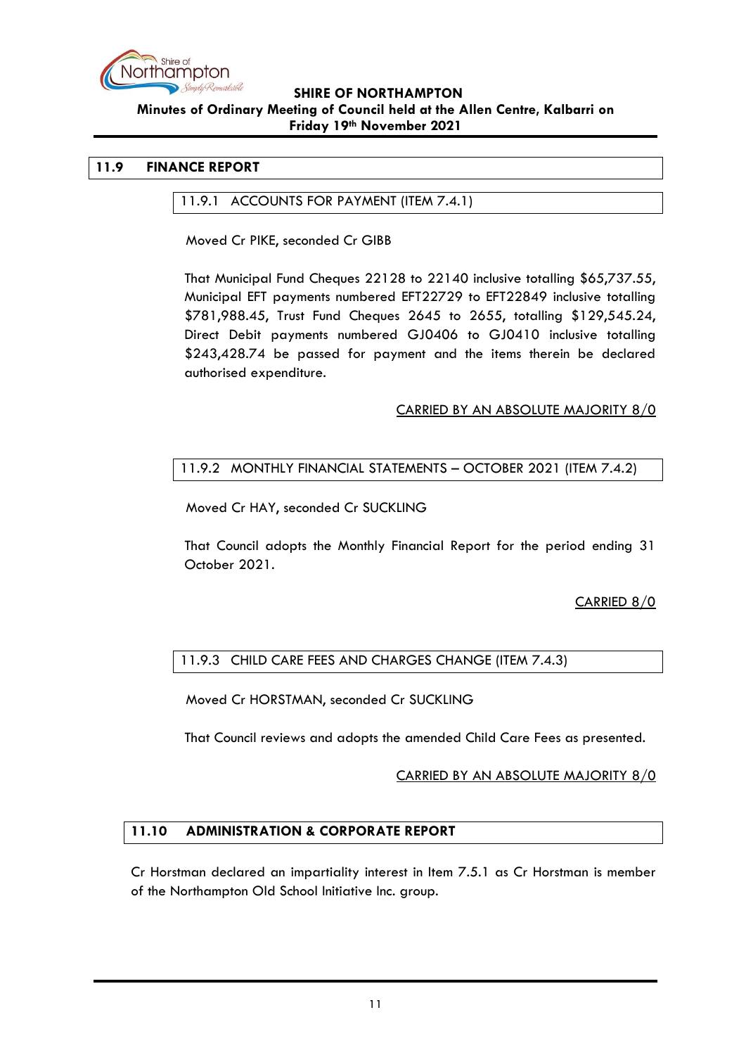## 11.9 FINANCE REPORT

### 11.9.1 ACCOUNTS FOR PAYMENT (ITEM 7.4.1)

Moved Cr PIKE, seconded Cr GIBB

That Municipal Fund Cheques 22128 to 22140 inclusive totalling $65,737.55, Municipal EFT payments numbered EFT22729 to EFT22849 inclusive totalling $781,988.45, Trust Fund Cheques 2645 to 2655, totalling $129,545.24, Direct Debit payments numbered GJ0406 to GJ0410 inclusive totalling $243,428.74 be passed for payment and the items therein be declared authorised expenditure.

CARRIED BY AN ABSOLUTE MAJORITY 8/0

### 11.9.2 MONTHLY FINANCIAL STATEMENTS – OCTOBER 2021 (ITEM 7.4.2)

Moved Cr HAY, seconded Cr SUCKLING

That Council adopts the Monthly Financial Report for the period ending 31 October 2021.

CARRIED 8/0

### 11.9.3 CHILD CARE FEES AND CHARGES CHANGE (ITEM 7.4.3)

Moved Cr HORSTMAN, seconded Cr SUCKLING

That Council reviews and adopts the amended Child Care Fees as presented.

CARRIED BY AN ABSOLUTE MAJORITY 8/0

## 11.10 ADMINISTRATION & CORPORATE REPORT

Cr Horstman declared an impartiality interest in Item 7.5.1 as Cr Horstman is member of the Northampton Old School Initiative Inc. group.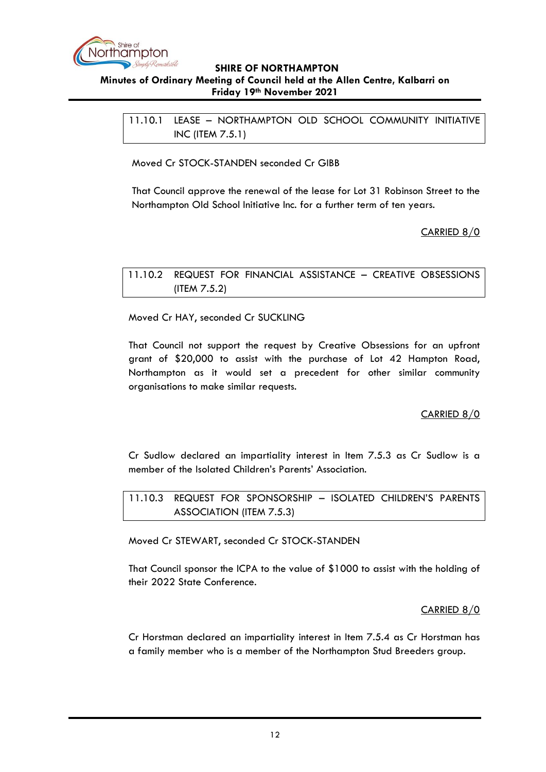### 11.10.1 LEASE – NORTHAMPTON OLD SCHOOL COMMUNITY INITIATIVE INC (ITEM 7.5.1)

Moved Cr STOCK-STANDEN seconded Cr GIBB

That Council approve the renewal of the lease for Lot 31 Robinson Street to the Northampton Old School Initiative Inc. for a further term of ten years.

CARRIED 8/0

### 11.10.2 REQUEST FOR FINANCIAL ASSISTANCE – CREATIVE OBSESSIONS (ITEM 7.5.2)

Moved Cr HAY, seconded Cr SUCKLING

That Council not support the request by Creative Obsessions for an upfront grant of $20,000 to assist with the purchase of Lot 42 Hampton Road, Northampton as it would set a precedent for other similar community organisations to make similar requests.

CARRIED 8/0

Cr Sudlow declared an impartiality interest in Item 7.5.3 as Cr Sudlow is a member of the Isolated Children's Parents' Association.

### 11.10.3 REQUEST FOR SPONSORSHIP – ISOLATED CHILDREN'S PARENTS ASSOCIATION (ITEM 7.5.3)

Moved Cr STEWART, seconded Cr STOCK-STANDEN

That Council sponsor the ICPA to the value of $1000 to assist with the holding of their 2022 State Conference.

CARRIED 8/0

Cr Horstman declared an impartiality interest in Item 7.5.4 as Cr Horstman has a family member who is a member of the Northampton Stud Breeders group.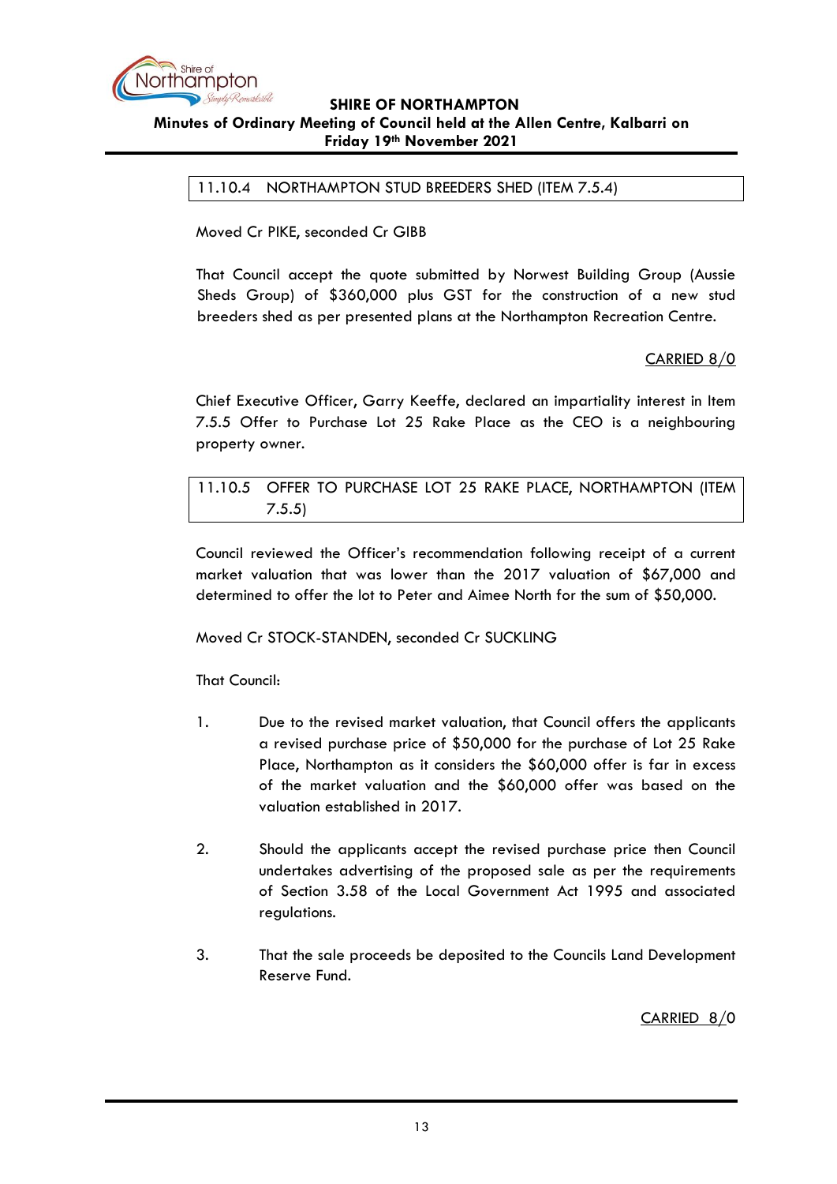### 11.10.4 NORTHAMPTON STUD BREEDERS SHED (ITEM 7.5.4)

Moved Cr PIKE, seconded Cr GIBB

That Council accept the quote submitted by Norwest Building Group (Aussie Sheds Group) of $360,000 plus GST for the construction of a new stud breeders shed as per presented plans at the Northampton Recreation Centre.

CARRIED 8/0

Chief Executive Officer, Garry Keeffe, declared an impartiality interest in Item 7.5.5 Offer to Purchase Lot 25 Rake Place as the CEO is a neighbouring property owner.

### 11.10.5 OFFER TO PURCHASE LOT 25 RAKE PLACE, NORTHAMPTON (ITEM 7.5.5)

Council reviewed the Officer's recommendation following receipt of a current market valuation that was lower than the 2017 valuation of $67,000 and determined to offer the lot to Peter and Aimee North for the sum of $50,000.

Moved Cr STOCK-STANDEN, seconded Cr SUCKLING

That Council:

1. Due to the revised market valuation, that Council offers the applicants a revised purchase price of $50,000 for the purchase of Lot 25 Rake Place, Northampton as it considers the $60,000 offer is far in excess of the market valuation and the $60,000 offer was based on the valuation established in 2017.

2. Should the applicants accept the revised purchase price then Council undertakes advertising of the proposed sale as per the requirements of Section 3.58 of the Local Government Act 1995 and associated regulations.

3. That the sale proceeds be deposited to the Councils Land Development Reserve Fund.

CARRIED 8/0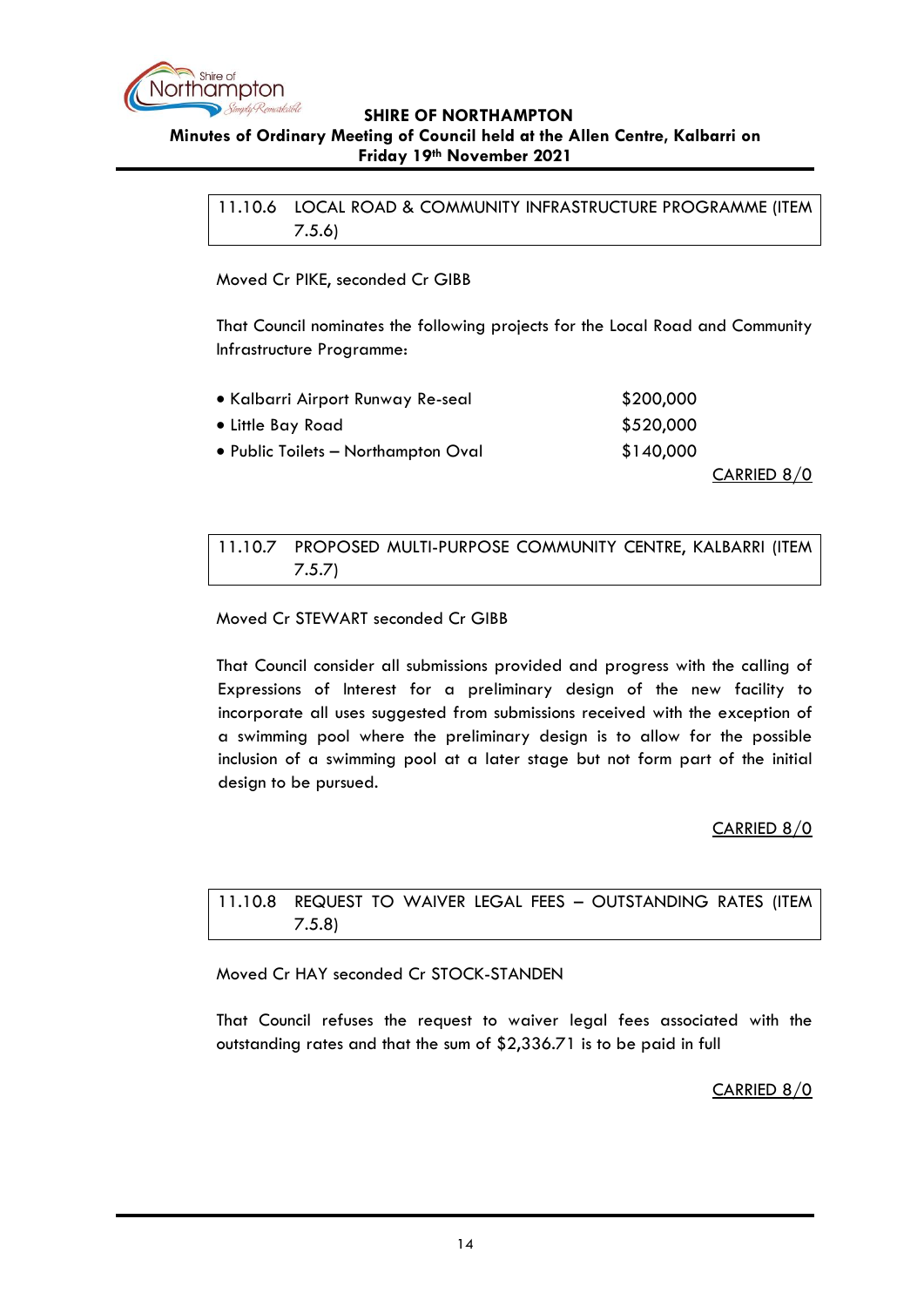## 11.10.6 LOCAL ROAD & COMMUNITY INFRASTRUCTURE PROGRAMME (ITEM 7.5.6)

Moved Cr PIKE, seconded Cr GIBB

That Council nominates the following projects for the Local Road and Community Infrastructure Programme:

- Kalbarri Airport Runway Re-seal $200,000
- Little Bay Road $520,000
- Public Toilets – Northampton Oval $140,000

CARRIED 8/0

## 11.10.7 PROPOSED MULTI-PURPOSE COMMUNITY CENTRE, KALBARRI (ITEM 7.5.7)

Moved Cr STEWART seconded Cr GIBB

That Council consider all submissions provided and progress with the calling of Expressions of Interest for a preliminary design of the new facility to incorporate all uses suggested from submissions received with the exception of a swimming pool where the preliminary design is to allow for the possible inclusion of a swimming pool at a later stage but not form part of the initial design to be pursued.

CARRIED 8/0

## 11.10.8 REQUEST TO WAIVER LEGAL FEES – OUTSTANDING RATES (ITEM 7.5.8)

Moved Cr HAY seconded Cr STOCK-STANDEN

That Council refuses the request to waiver legal fees associated with the outstanding rates and that the sum of $2,336.71 is to be paid in full

CARRIED 8/0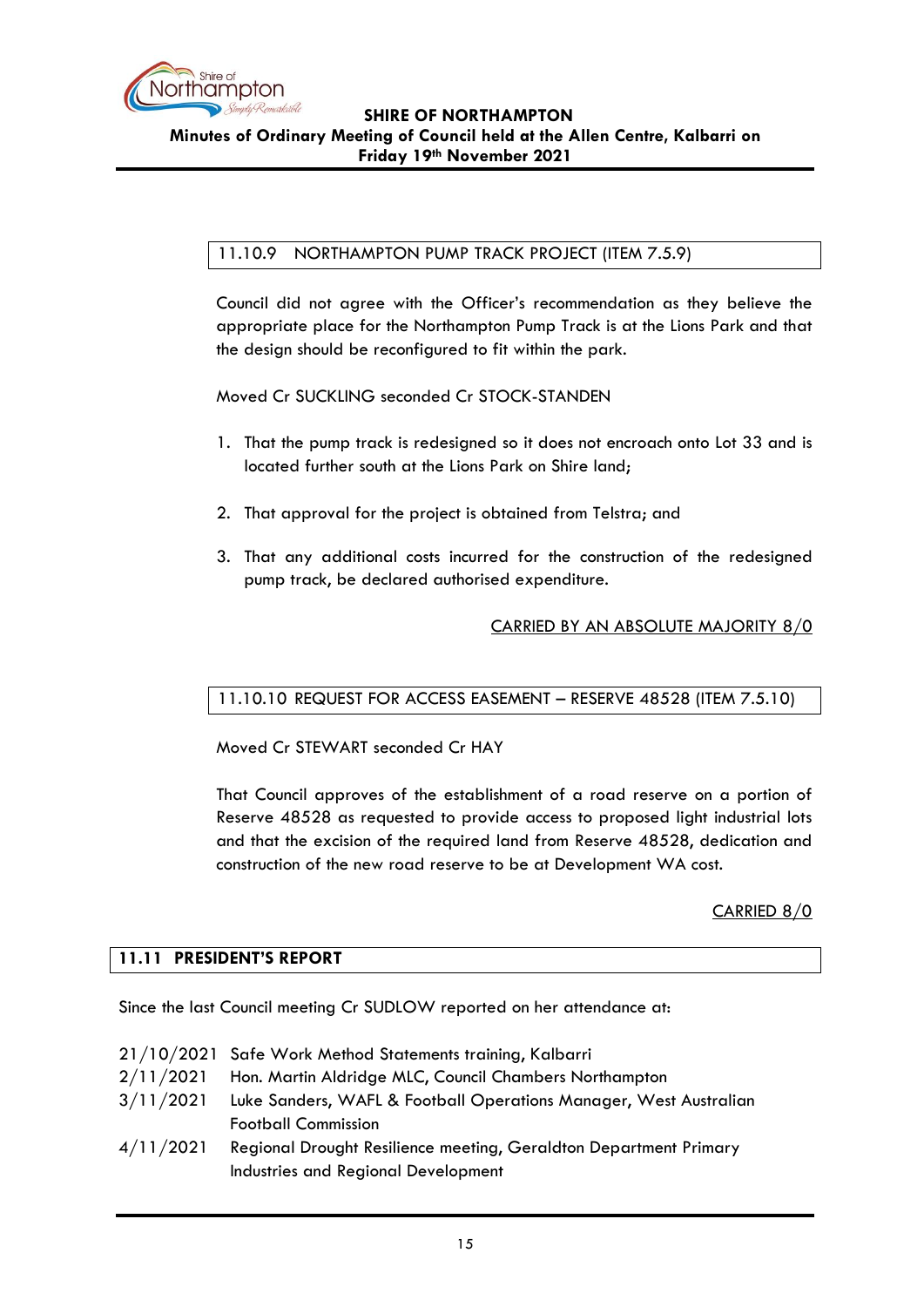### 11.10.9 NORTHAMPTON PUMP TRACK PROJECT (ITEM 7.5.9)

Council did not agree with the Officer's recommendation as they believe the appropriate place for the Northampton Pump Track is at the Lions Park and that the design should be reconfigured to fit within the park.

Moved Cr SUCKLING seconded Cr STOCK-STANDEN

1. That the pump track is redesigned so it does not encroach onto Lot 33 and is located further south at the Lions Park on Shire land;
2. That approval for the project is obtained from Telstra; and
3. That any additional costs incurred for the construction of the redesigned pump track, be declared authorised expenditure.

CARRIED BY AN ABSOLUTE MAJORITY 8/0

### 11.10.10 REQUEST FOR ACCESS EASEMENT – RESERVE 48528 (ITEM 7.5.10)

Moved Cr STEWART seconded Cr HAY

That Council approves of the establishment of a road reserve on a portion of Reserve 48528 as requested to provide access to proposed light industrial lots and that the excision of the required land from Reserve 48528, dedication and construction of the new road reserve to be at Development WA cost.

CARRIED 8/0

## 11.11 PRESIDENT'S REPORT

Since the last Council meeting Cr SUDLOW reported on her attendance at:

| | |
|---|---|
| 21/10/2021 | Safe Work Method Statements training, Kalbarri |
| 2/11/2021 | Hon. Martin Aldridge MLC, Council Chambers Northampton |
| 3/11/2021 | Luke Sanders, WAFL & Football Operations Manager, West Australian Football Commission |
| 4/11/2021 | Regional Drought Resilience meeting, Geraldton Department Primary Industries and Regional Development |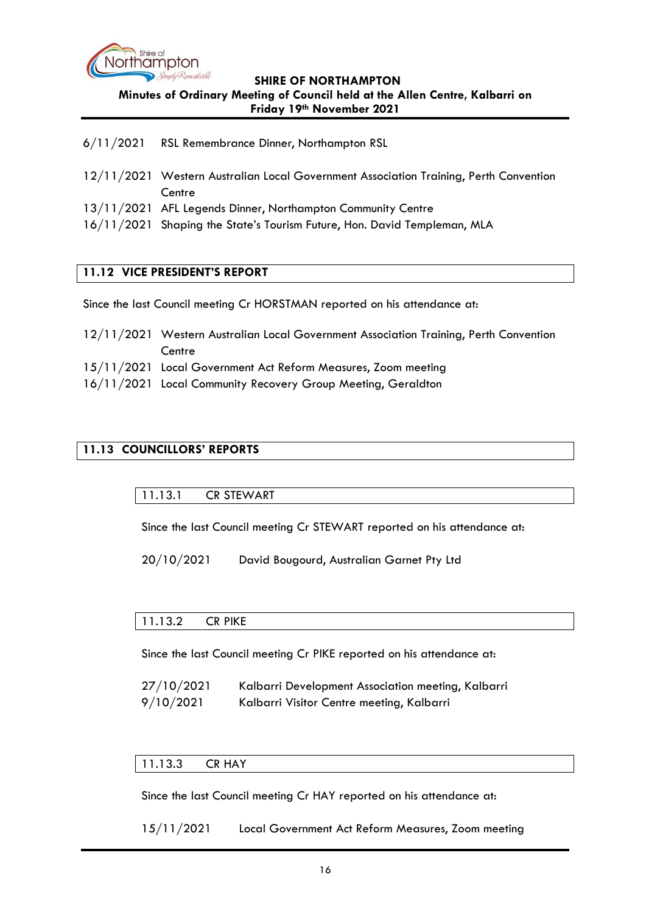6/11/2021 RSL Remembrance Dinner, Northampton RSL

12/11/2021 Western Australian Local Government Association Training, Perth Convention Centre
13/11/2021 AFL Legends Dinner, Northampton Community Centre
16/11/2021 Shaping the State's Tourism Future, Hon. David Templeman, MLA

## 11.12 VICE PRESIDENT'S REPORT

Since the last Council meeting Cr HORSTMAN reported on his attendance at:

12/11/2021 Western Australian Local Government Association Training, Perth Convention Centre
15/11/2021 Local Government Act Reform Measures, Zoom meeting
16/11/2021 Local Community Recovery Group Meeting, Geraldton

## 11.13 COUNCILLORS' REPORTS

### 11.13.1 CR STEWART

Since the last Council meeting Cr STEWART reported on his attendance at:

20/10/2021 David Bougourd, Australian Garnet Pty Ltd

### 11.13.2 CR PIKE

Since the last Council meeting Cr PIKE reported on his attendance at:

27/10/2021 Kalbarri Development Association meeting, Kalbarri
9/10/2021 Kalbarri Visitor Centre meeting, Kalbarri

### 11.13.3 CR HAY

Since the last Council meeting Cr HAY reported on his attendance at:

15/11/2021 Local Government Act Reform Measures, Zoom meeting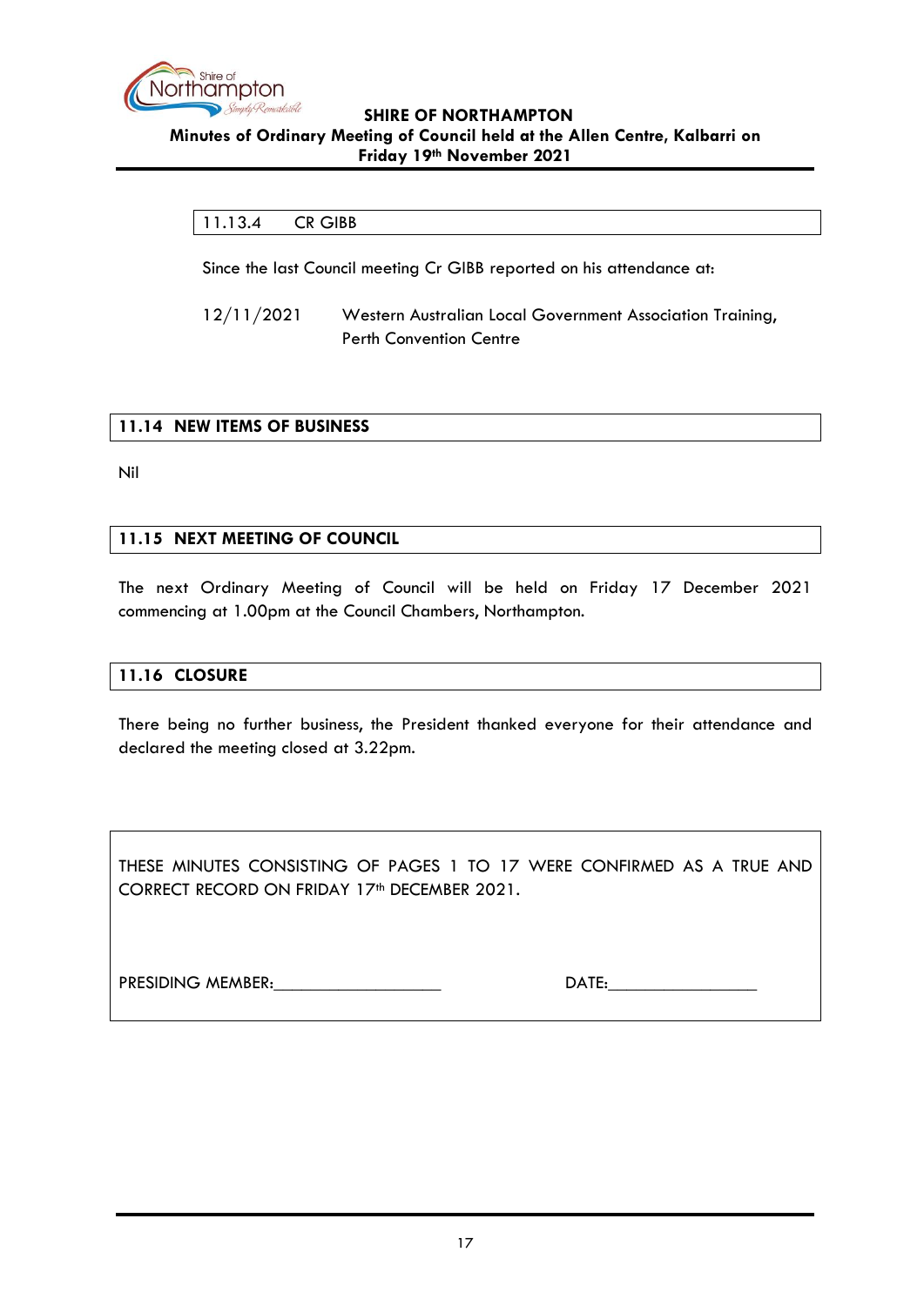### 11.13.4 CR GIBB

Since the last Council meeting Cr GIBB reported on his attendance at:

12/11/2021 Western Australian Local Government Association Training, Perth Convention Centre

## 11.14 NEW ITEMS OF BUSINESS

Nil

## 11.15 NEXT MEETING OF COUNCIL

The next Ordinary Meeting of Council will be held on Friday 17 December 2021 commencing at 1.00pm at the Council Chambers, Northampton.

## 11.16 CLOSURE

There being no further business, the President thanked everyone for their attendance and declared the meeting closed at 3.22pm.

THESE MINUTES CONSISTING OF PAGES 1 TO 17 WERE CONFIRMED AS A TRUE AND CORRECT RECORD ON FRIDAY 17th DECEMBER 2021.

PRESIDING MEMBER:\_\_\_\_\_\_\_\_\_\_\_\_\_\_\_\_\_\_\_\_ DATE:\_\_\_\_\_\_\_\_\_\_\_\_\_\_\_\_\_\_